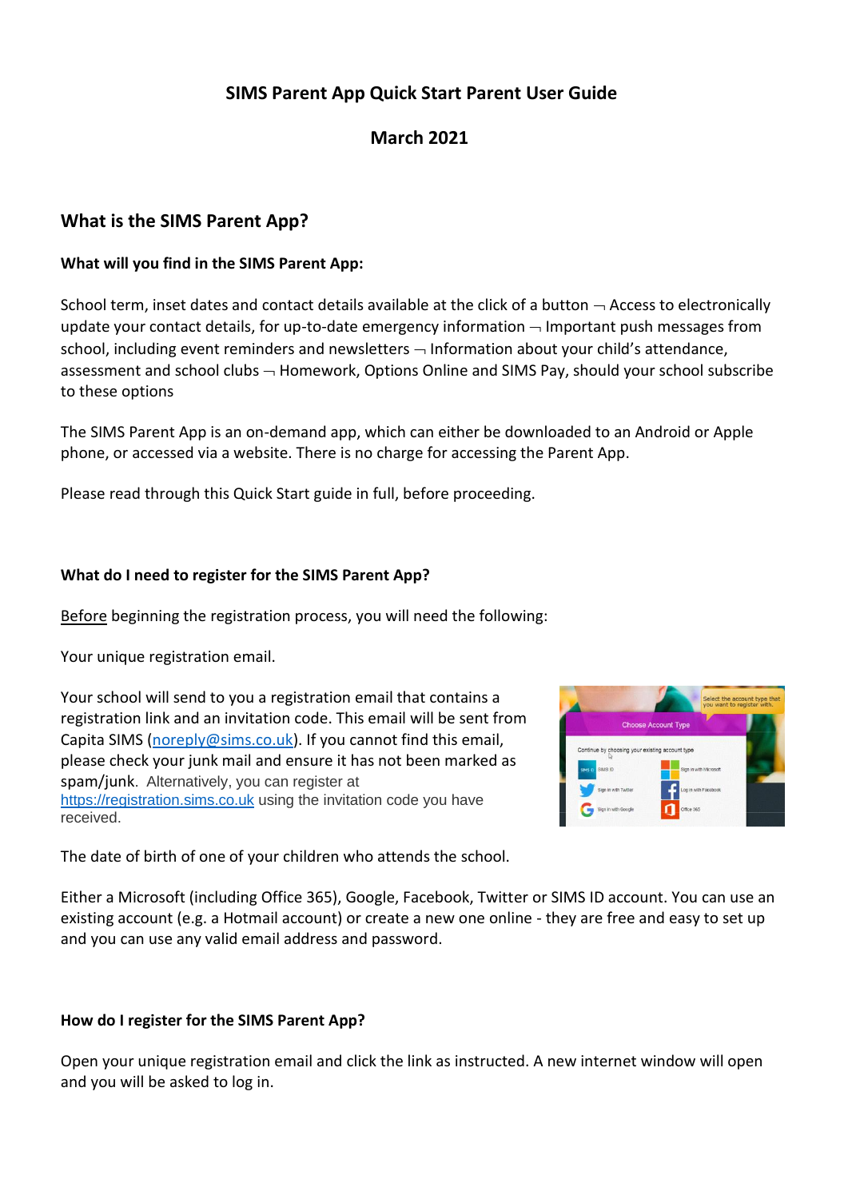# SIMS Parent App Quick Start Parent User Guide

**March 2021**

## What is the SIMS Parent App?

**What will you find in the SIMS Parent App:**

School term, inset dates and contact details available at the click of a button ¬ Access to electronically update your contact details, for up-to-date emergency information ¬ Important push messages from school, including event reminders and newsletters ¬ Information about your child's attendance, assessment and school clubs ¬ Homework, Options Online and SIMS Pay, should your school subscribe to these options

The SIMS Parent App is an on-demand app, which can either be downloaded to an Android or Apple phone, or accessed via a website. There is no charge for accessing the Parent App.

Please read through this Quick Start guide in full, before proceeding.

**What do I need to register for the SIMS Parent App?**

Before beginning the registration process, you will need the following:

Your unique registration email.

Your school will send to you a registration email that contains a registration link and an invitation code. This email will be sent from Capita SIMS (noreply@sims.co.uk). If you cannot find this email, please check your junk mail and ensure it has not been marked as spam/junk. Alternatively, you can register at https://registration.sims.co.uk using the invitation code you have received.

The date of birth of one of your children who attends the school.

Either a Microsoft (including Office 365), Google, Facebook, Twitter or SIMS ID account. You can use an existing account (e.g. a Hotmail account) or create a new one online - they are free and easy to set up and you can use any valid email address and password.

**How do I register for the SIMS Parent App?**

Open your unique registration email and click the link as instructed. A new internet window will open and you will be asked to log in.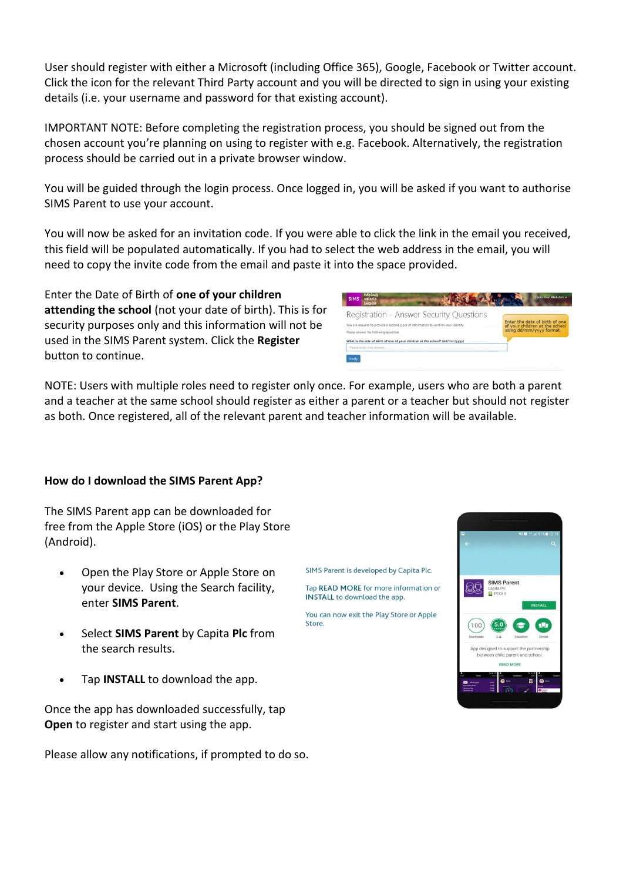User should register with either a Microsoft (including Office 365), Google, Facebook or Twitter account. Click the icon for the relevant Third Party account and you will be directed to sign in using your existing details (i.e. your username and password for that existing account).

IMPORTANT NOTE: Before completing the registration process, you should be signed out from the chosen account you're planning on using to register with e.g. Facebook. Alternatively, the registration process should be carried out in a private browser window.

You will be guided through the login process. Once logged in, you will be asked if you want to authorise SIMS Parent to use your account.

You will now be asked for an invitation code. If you were able to click the link in the email you received, this field will be populated automatically. If you had to select the web address in the email, you will need to copy the invite code from the email and paste it into the space provided.

Enter the Date of Birth of **one of your children attending the school** (not your date of birth). This is for security purposes only and this information will not be used in the SIMS Parent system. Click the **Register** button to continue.

NOTE: Users with multiple roles need to register only once. For example, users who are both a parent and a teacher at the same school should register as either a parent or a teacher but should not register as both. Once registered, all of the relevant parent and teacher information will be available.

**How do I download the SIMS Parent App?**

The SIMS Parent app can be downloaded for free from the Apple Store (iOS) or the Play Store (Android).

- Open the Play Store or Apple Store on your device. Using the Search facility, enter **SIMS Parent**.
- Select **SIMS Parent** by Capita **Plc** from the search results.
- Tap **INSTALL** to download the app.

Once the app has downloaded successfully, tap **Open** to register and start using the app.

Please allow any notifications, if prompted to do so.

SIMS Parent is developed by Capita Plc.

Tap **READ MORE** for more information or **INSTALL** to download the app.

You can now exit the Play Store or Apple Store.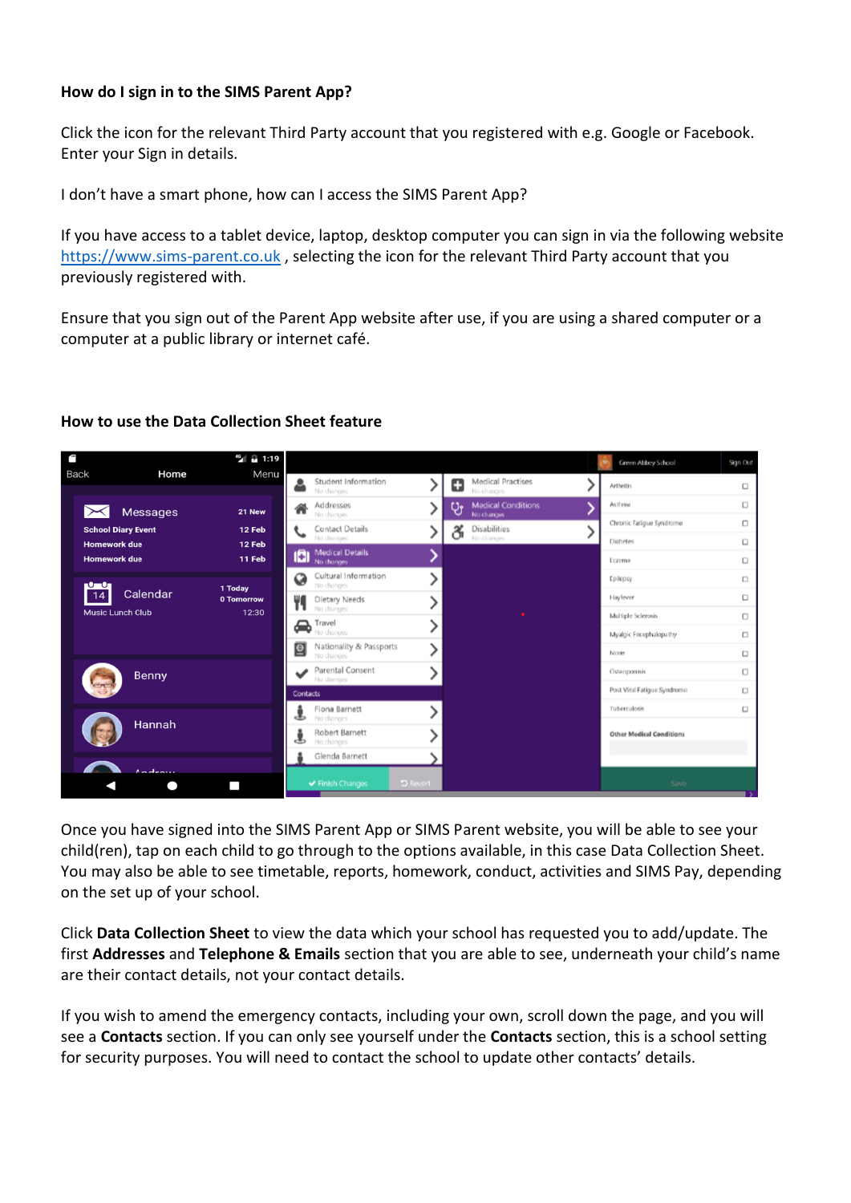**How do I sign in to the SIMS Parent App?**

Click the icon for the relevant Third Party account that you registered with e.g. Google or Facebook. Enter your Sign in details.

I don't have a smart phone, how can I access the SIMS Parent App?

If you have access to a tablet device, laptop, desktop computer you can sign in via the following website https://www.sims-parent.co.uk , selecting the icon for the relevant Third Party account that you previously registered with.

Ensure that you sign out of the Parent App website after use, if you are using a shared computer or a computer at a public library or internet café.

**How to use the Data Collection Sheet feature**

Once you have signed into the SIMS Parent App or SIMS Parent website, you will be able to see your child(ren), tap on each child to go through to the options available, in this case Data Collection Sheet. You may also be able to see timetable, reports, homework, conduct, activities and SIMS Pay, depending on the set up of your school.

Click **Data Collection Sheet** to view the data which your school has requested you to add/update. The first **Addresses** and **Telephone & Emails** section that you are able to see, underneath your child's name are their contact details, not your contact details.

If you wish to amend the emergency contacts, including your own, scroll down the page, and you will see a **Contacts** section. If you can only see yourself under the **Contacts** section, this is a school setting for security purposes. You will need to contact the school to update other contacts' details.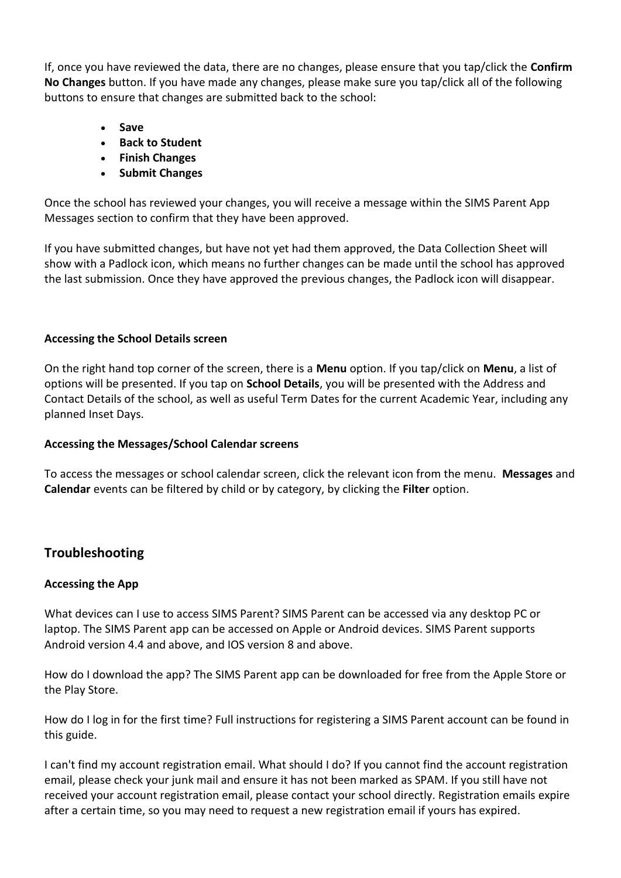If, once you have reviewed the data, there are no changes, please ensure that you tap/click the **Confirm No Changes** button. If you have made any changes, please make sure you tap/click all of the following buttons to ensure that changes are submitted back to the school:

- **Save**
- **Back to Student**
- **Finish Changes**
- **Submit Changes**

Once the school has reviewed your changes, you will receive a message within the SIMS Parent App Messages section to confirm that they have been approved.

If you have submitted changes, but have not yet had them approved, the Data Collection Sheet will show with a Padlock icon, which means no further changes can be made until the school has approved the last submission. Once they have approved the previous changes, the Padlock icon will disappear.

**Accessing the School Details screen**

On the right hand top corner of the screen, there is a **Menu** option. If you tap/click on **Menu**, a list of options will be presented. If you tap on **School Details**, you will be presented with the Address and Contact Details of the school, as well as useful Term Dates for the current Academic Year, including any planned Inset Days.

**Accessing the Messages/School Calendar screens**

To access the messages or school calendar screen, click the relevant icon from the menu. **Messages** and **Calendar** events can be filtered by child or by category, by clicking the **Filter** option.

## Troubleshooting

**Accessing the App**

What devices can I use to access SIMS Parent? SIMS Parent can be accessed via any desktop PC or laptop. The SIMS Parent app can be accessed on Apple or Android devices. SIMS Parent supports Android version 4.4 and above, and IOS version 8 and above.

How do I download the app? The SIMS Parent app can be downloaded for free from the Apple Store or the Play Store.

How do I log in for the first time? Full instructions for registering a SIMS Parent account can be found in this guide.

I can't find my account registration email. What should I do? If you cannot find the account registration email, please check your junk mail and ensure it has not been marked as SPAM. If you still have not received your account registration email, please contact your school directly. Registration emails expire after a certain time, so you may need to request a new registration email if yours has expired.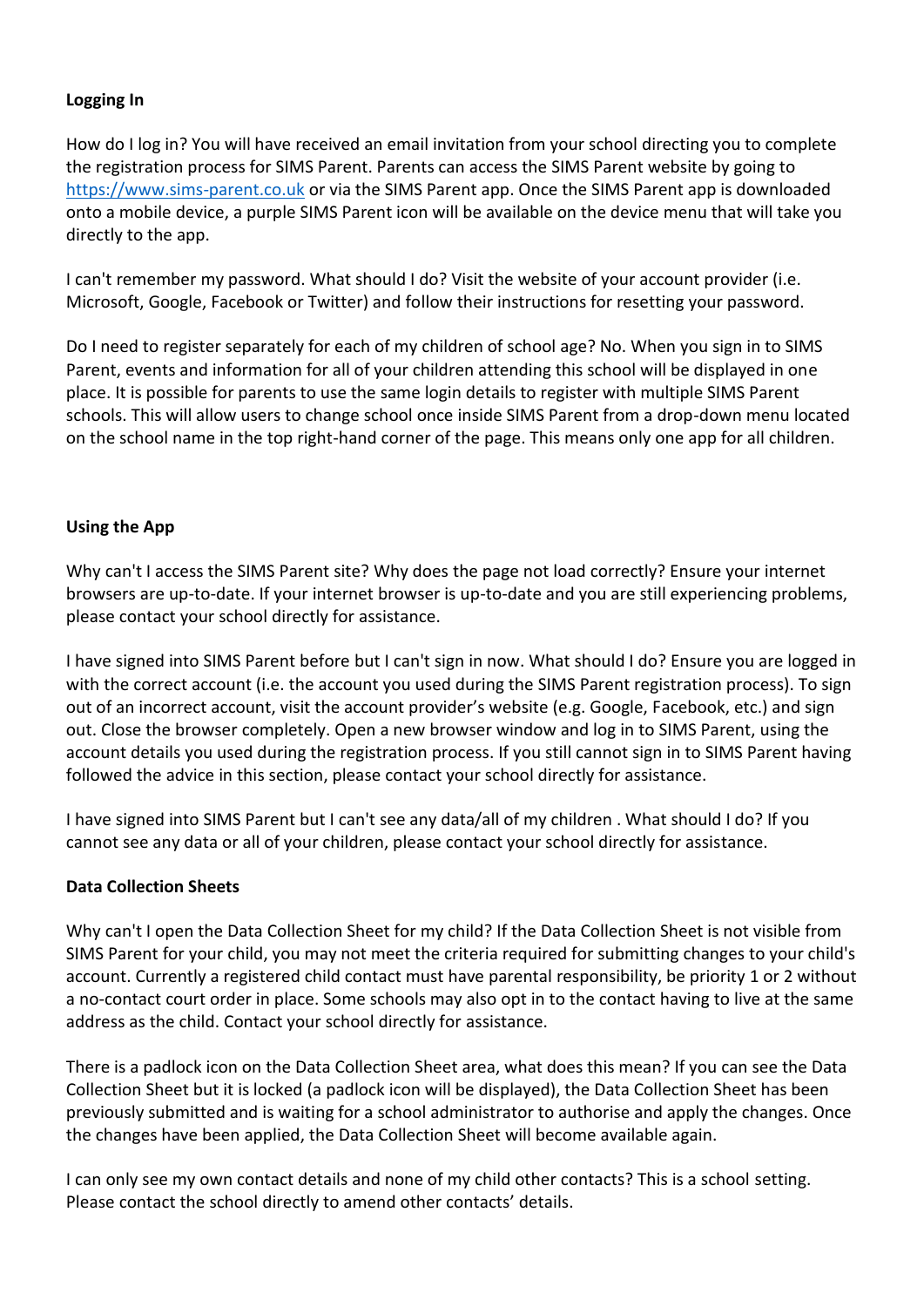**Logging In**

How do I log in? You will have received an email invitation from your school directing you to complete the registration process for SIMS Parent. Parents can access the SIMS Parent website by going to [https://www.sims-parent.co.uk](https://www.sims-parent.co.uk) or via the SIMS Parent app. Once the SIMS Parent app is downloaded onto a mobile device, a purple SIMS Parent icon will be available on the device menu that will take you directly to the app.

I can't remember my password. What should I do? Visit the website of your account provider (i.e. Microsoft, Google, Facebook or Twitter) and follow their instructions for resetting your password.

Do I need to register separately for each of my children of school age? No. When you sign in to SIMS Parent, events and information for all of your children attending this school will be displayed in one place. It is possible for parents to use the same login details to register with multiple SIMS Parent schools. This will allow users to change school once inside SIMS Parent from a drop-down menu located on the school name in the top right-hand corner of the page. This means only one app for all children.

**Using the App**

Why can't I access the SIMS Parent site? Why does the page not load correctly? Ensure your internet browsers are up-to-date. If your internet browser is up-to-date and you are still experiencing problems, please contact your school directly for assistance.

I have signed into SIMS Parent before but I can't sign in now. What should I do? Ensure you are logged in with the correct account (i.e. the account you used during the SIMS Parent registration process). To sign out of an incorrect account, visit the account provider's website (e.g. Google, Facebook, etc.) and sign out. Close the browser completely. Open a new browser window and log in to SIMS Parent, using the account details you used during the registration process. If you still cannot sign in to SIMS Parent having followed the advice in this section, please contact your school directly for assistance.

I have signed into SIMS Parent but I can't see any data/all of my children . What should I do? If you cannot see any data or all of your children, please contact your school directly for assistance.

**Data Collection Sheets**

Why can't I open the Data Collection Sheet for my child? If the Data Collection Sheet is not visible from SIMS Parent for your child, you may not meet the criteria required for submitting changes to your child's account. Currently a registered child contact must have parental responsibility, be priority 1 or 2 without a no-contact court order in place. Some schools may also opt in to the contact having to live at the same address as the child. Contact your school directly for assistance.

There is a padlock icon on the Data Collection Sheet area, what does this mean? If you can see the Data Collection Sheet but it is locked (a padlock icon will be displayed), the Data Collection Sheet has been previously submitted and is waiting for a school administrator to authorise and apply the changes. Once the changes have been applied, the Data Collection Sheet will become available again.

I can only see my own contact details and none of my child other contacts? This is a school setting. Please contact the school directly to amend other contacts' details.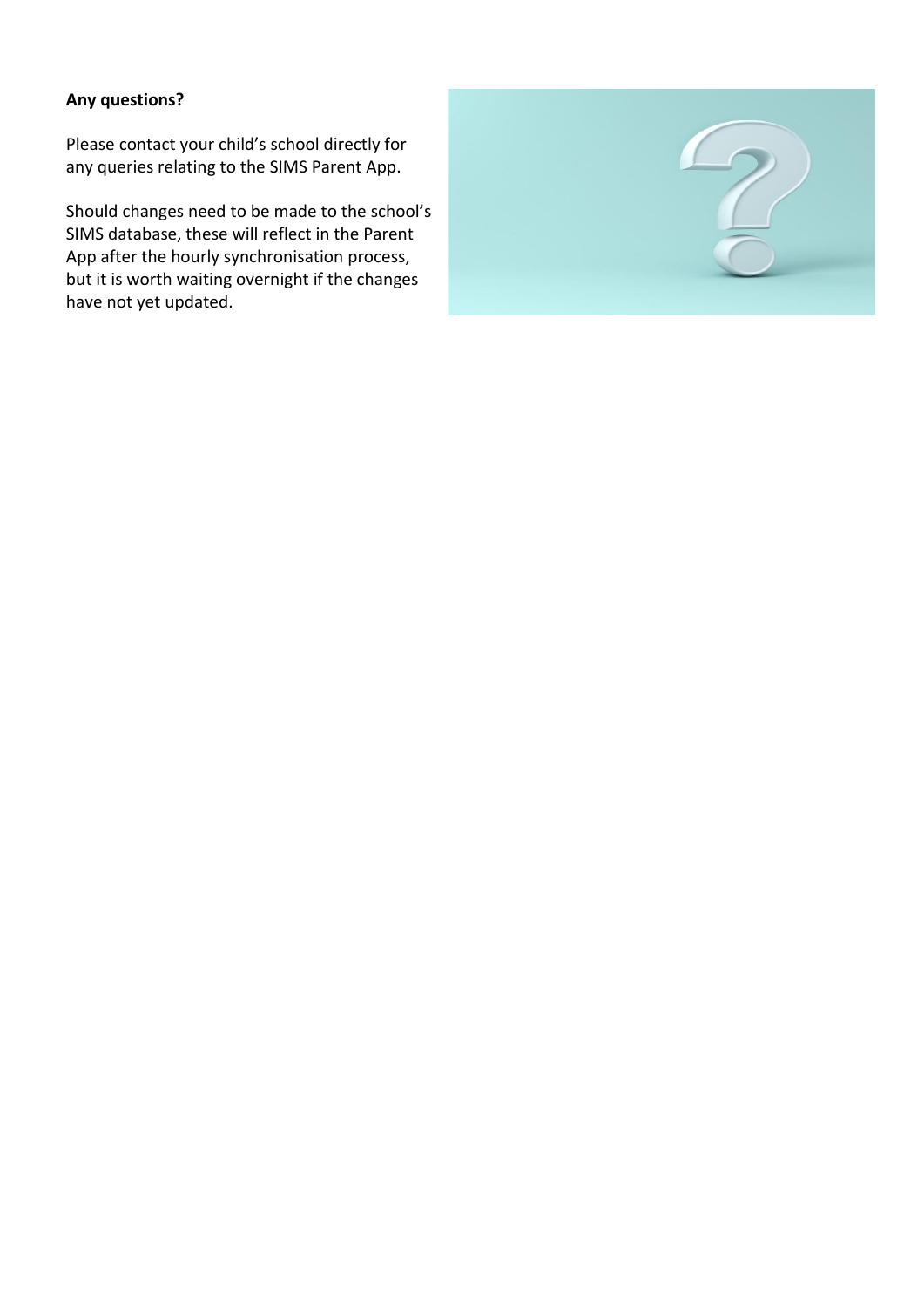**Any questions?**

Please contact your child's school directly for any queries relating to the SIMS Parent App.

Should changes need to be made to the school's SIMS database, these will reflect in the Parent App after the hourly synchronisation process, but it is worth waiting overnight if the changes have not yet updated.